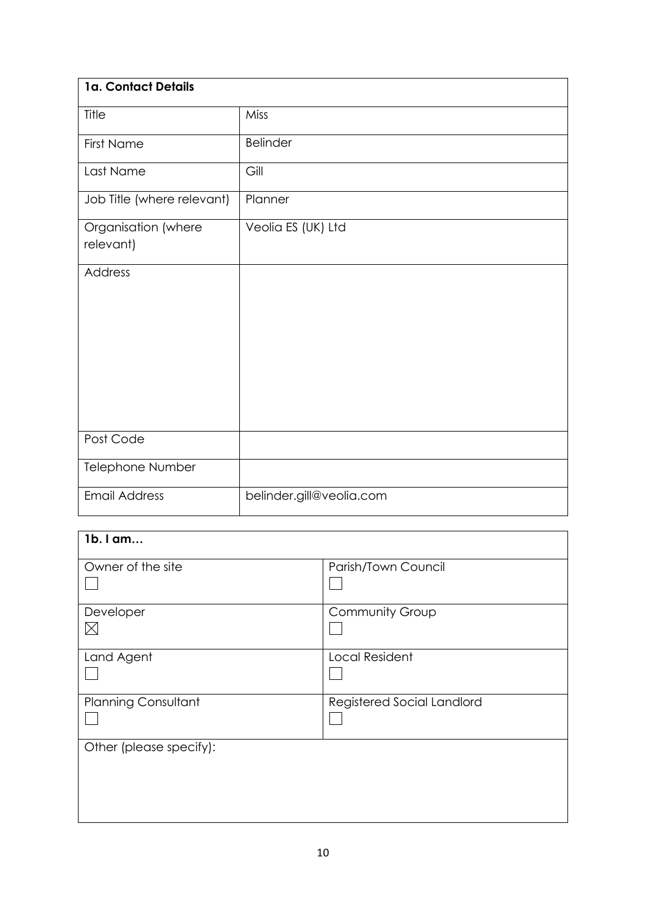| 1a. Contact Details | |
|---|---|
| Title | Miss |
| First Name | Belinder |
| Last Name | Gill |
| Job Title (where relevant) | Planner |
| Organisation (where relevant) | Veolia ES (UK) Ltd |
| Address | |
| Post Code | |
| Telephone Number | |
| Email Address | belinder.gill@veolia.com |

| 1b. I am… | |
|---|---|
| Owner of the site ☐ | Parish/Town Council ☐ |
| Developer ☒ | Community Group ☐ |
| Land Agent ☐ | Local Resident ☐ |
| Planning Consultant ☐ | Registered Social Landlord ☐ |
| Other (please specify): | |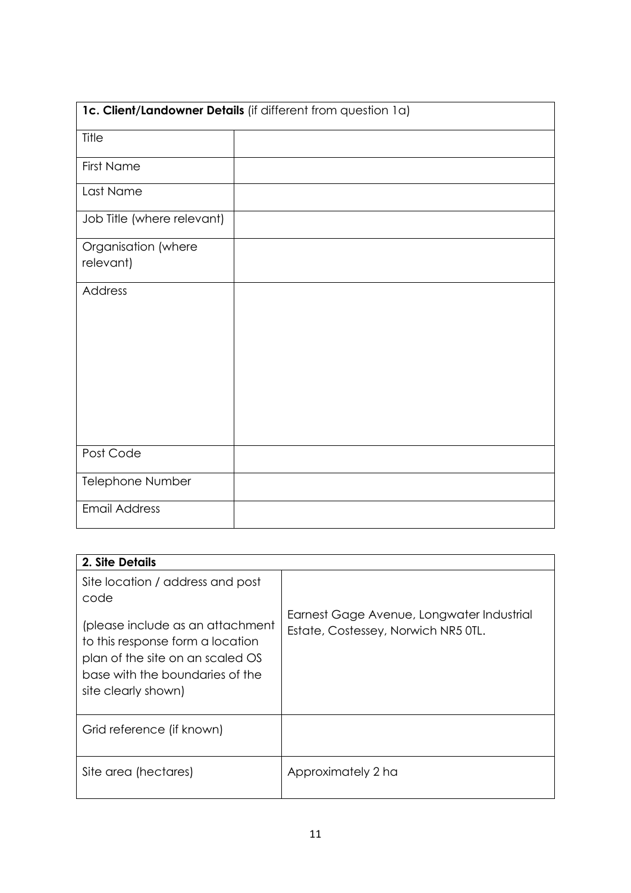| **1c. Client/Landowner Details** (if different from question 1a) | |
|---|---|
| Title | |
| First Name | |
| Last Name | |
| Job Title (where relevant) | |
| Organisation (where relevant) | |
| Address | |
| Post Code | |
| Telephone Number | |
| Email Address | |

| **2. Site Details** | |
|---|---|
| Site location / address and post code<br><br>(please include as an attachment to this response form a location plan of the site on an scaled OS base with the boundaries of the site clearly shown) | Earnest Gage Avenue, Longwater Industrial Estate, Costessey, Norwich NR5 0TL. |
| Grid reference (if known) | |
| Site area (hectares) | Approximately 2 ha |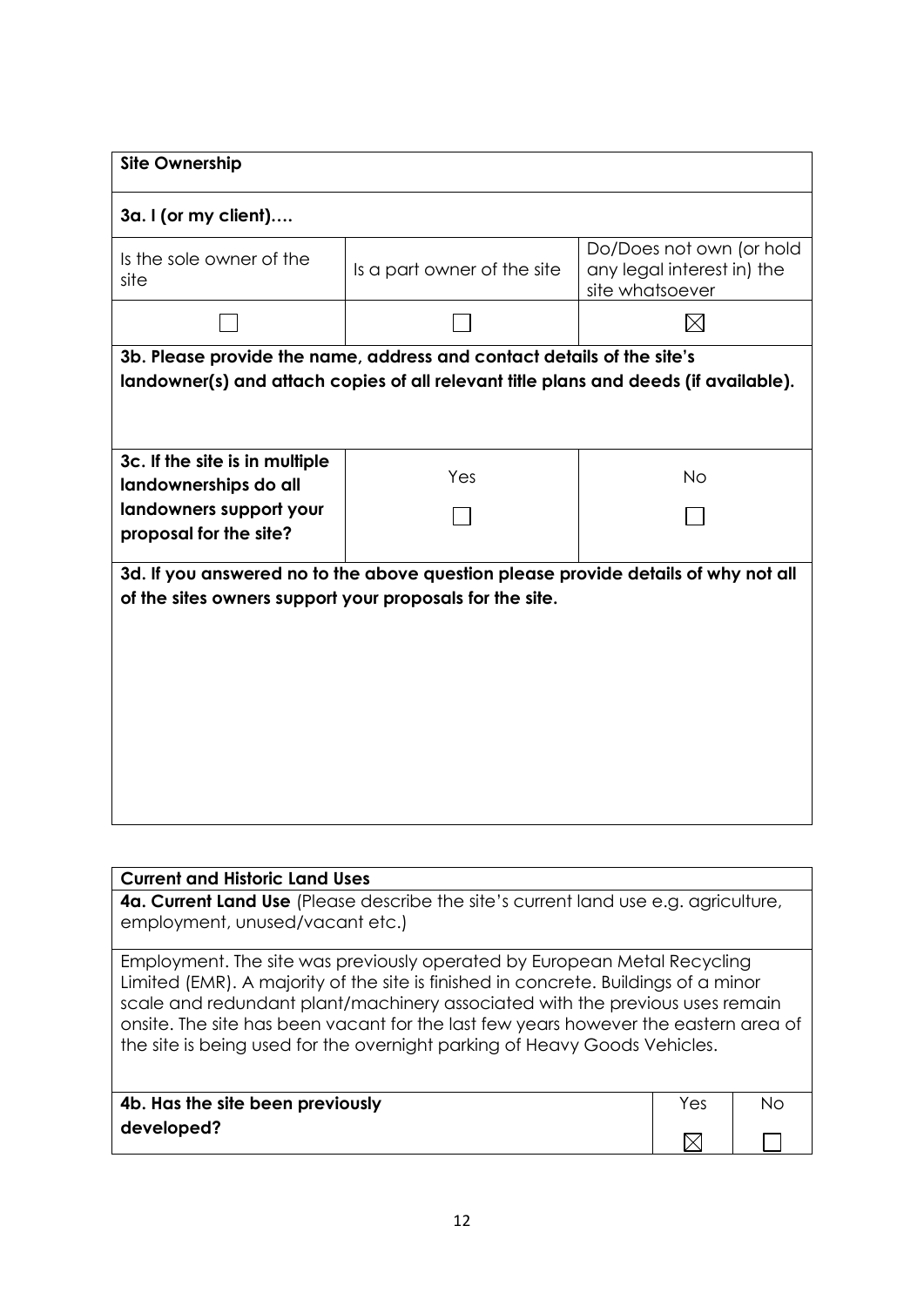| **Site Ownership** | | |
|---|---|---|
| **3a. I (or my client)….** | | |
| Is the sole owner of the site | Is a part owner of the site | Do/Does not own (or hold any legal interest in) the site whatsoever |
| ☐ | ☐ | ☒ |
| **3b. Please provide the name, address and contact details of the site's landowner(s) and attach copies of all relevant title plans and deeds (if available).** | | |
| **3c. If the site is in multiple landownerships do all landowners support your proposal for the site?** | Yes ☐ | No ☐ |
| **3d. If you answered no to the above question please provide details of why not all of the sites owners support your proposals for the site.** | | |

| **Current and Historic Land Uses** | | |
|---|---|---|
| **4a. Current Land Use** (Please describe the site's current land use e.g. agriculture, employment, unused/vacant etc.) | | |
| Employment. The site was previously operated by European Metal Recycling Limited (EMR). A majority of the site is finished in concrete. Buildings of a minor scale and redundant plant/machinery associated with the previous uses remain onsite. The site has been vacant for the last few years however the eastern area of the site is being used for the overnight parking of Heavy Goods Vehicles. | | |
| **4b. Has the site been previously developed?** | Yes ☒ | No ☐ |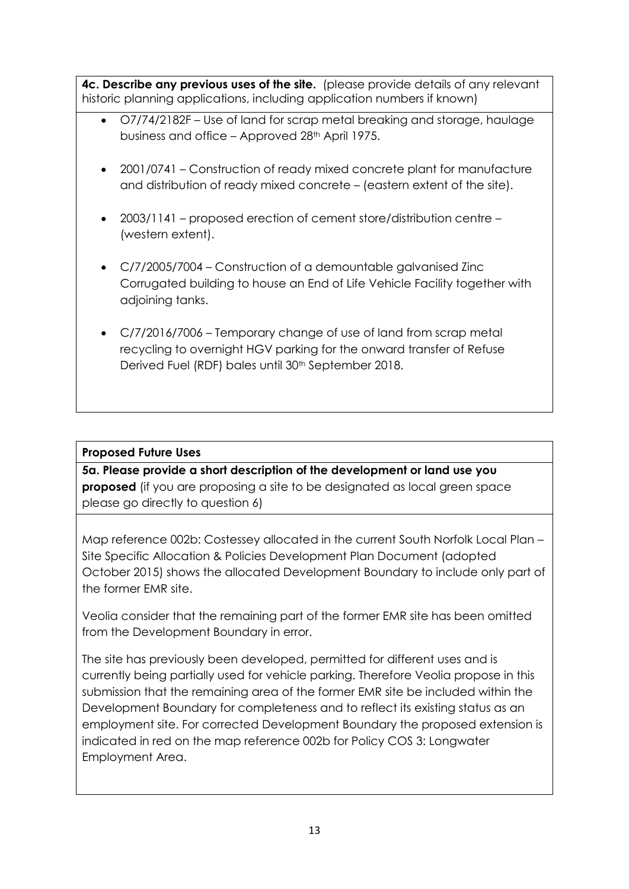**4c. Describe any previous uses of the site.** (please provide details of any relevant historic planning applications, including application numbers if known)

- O7/74/2182F – Use of land for scrap metal breaking and storage, haulage business and office – Approved 28th April 1975.
- 2001/0741 – Construction of ready mixed concrete plant for manufacture and distribution of ready mixed concrete – (eastern extent of the site).
- 2003/1141 – proposed erection of cement store/distribution centre – (western extent).
- C/7/2005/7004 – Construction of a demountable galvanised Zinc Corrugated building to house an End of Life Vehicle Facility together with adjoining tanks.
- C/7/2016/7006 – Temporary change of use of land from scrap metal recycling to overnight HGV parking for the onward transfer of Refuse Derived Fuel (RDF) bales until 30th September 2018.

**Proposed Future Uses**

**5a. Please provide a short description of the development or land use you proposed** (if you are proposing a site to be designated as local green space please go directly to question 6)

Map reference 002b: Costessey allocated in the current South Norfolk Local Plan – Site Specific Allocation & Policies Development Plan Document (adopted October 2015) shows the allocated Development Boundary to include only part of the former EMR site.

Veolia consider that the remaining part of the former EMR site has been omitted from the Development Boundary in error.

The site has previously been developed, permitted for different uses and is currently being partially used for vehicle parking. Therefore Veolia propose in this submission that the remaining area of the former EMR site be included within the Development Boundary for completeness and to reflect its existing status as an employment site. For corrected Development Boundary the proposed extension is indicated in red on the map reference 002b for Policy COS 3: Longwater Employment Area.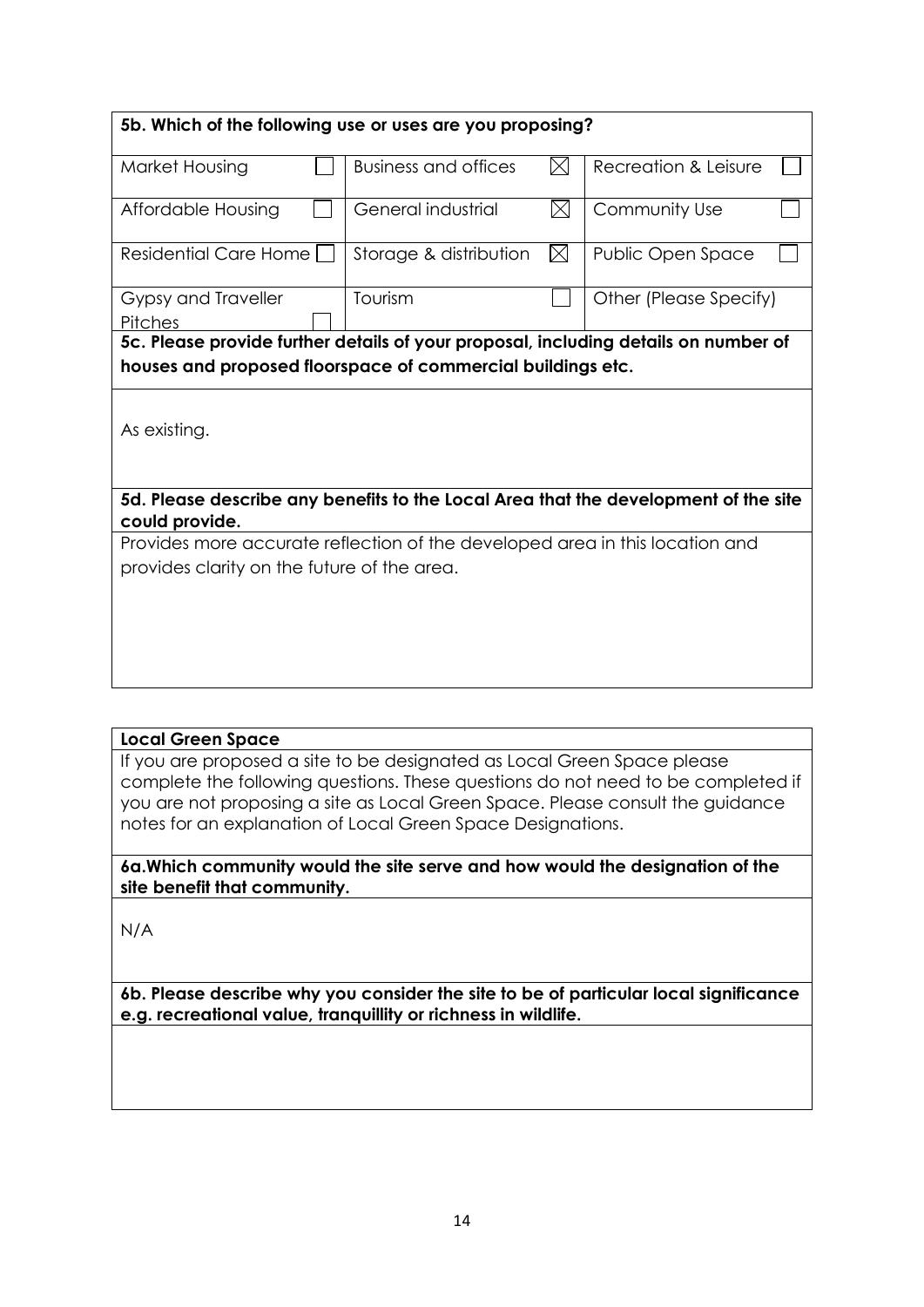**5b. Which of the following use or uses are you proposing?**

| | | | | | |
|---|---|---|---|---|---|
| Market Housing | ☐ | Business and offices | ☒ | Recreation & Leisure | ☐ |
| Affordable Housing | ☐ | General industrial | ☒ | Community Use | ☐ |
| Residential Care Home | ☐ | Storage & distribution | ☒ | Public Open Space | ☐ |
| Gypsy and Traveller Pitches | ☐ | Tourism | ☐ | Other (Please Specify) | |

**5c. Please provide further details of your proposal, including details on number of houses and proposed floorspace of commercial buildings etc.**

As existing.

**5d. Please describe any benefits to the Local Area that the development of the site could provide.**

Provides more accurate reflection of the developed area in this location and provides clarity on the future of the area.

**Local Green Space**

If you are proposed a site to be designated as Local Green Space please complete the following questions. These questions do not need to be completed if you are not proposing a site as Local Green Space. Please consult the guidance notes for an explanation of Local Green Space Designations.

**6a.Which community would the site serve and how would the designation of the site benefit that community.**

N/A

**6b. Please describe why you consider the site to be of particular local significance e.g. recreational value, tranquillity or richness in wildlife.**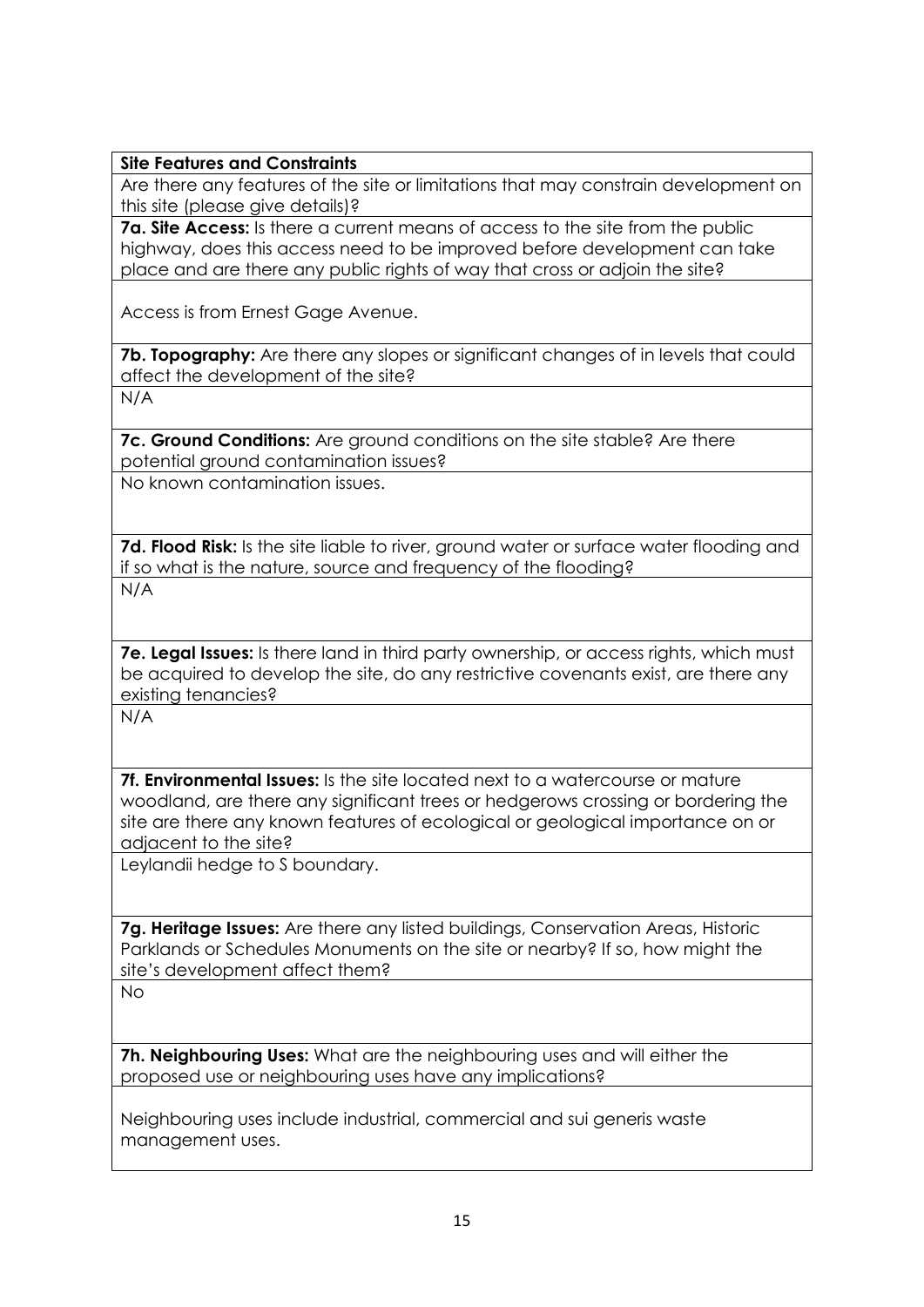| **Site Features and Constraints** |
|---|
| Are there any features of the site or limitations that may constrain development on this site (please give details)? |
| **7a. Site Access:** Is there a current means of access to the site from the public highway, does this access need to be improved before development can take place and are there any public rights of way that cross or adjoin the site? |
| Access is from Ernest Gage Avenue. |
| **7b. Topography:** Are there any slopes or significant changes of in levels that could affect the development of the site? |
| N/A |
| **7c. Ground Conditions:** Are ground conditions on the site stable? Are there potential ground contamination issues? |
| No known contamination issues. |
| **7d. Flood Risk:** Is the site liable to river, ground water or surface water flooding and if so what is the nature, source and frequency of the flooding? |
| N/A |
| **7e. Legal Issues:** Is there land in third party ownership, or access rights, which must be acquired to develop the site, do any restrictive covenants exist, are there any existing tenancies? |
| N/A |
| **7f. Environmental Issues:** Is the site located next to a watercourse or mature woodland, are there any significant trees or hedgerows crossing or bordering the site are there any known features of ecological or geological importance on or adjacent to the site? |
| Leylandii hedge to S boundary. |
| **7g. Heritage Issues:** Are there any listed buildings, Conservation Areas, Historic Parklands or Schedules Monuments on the site or nearby? If so, how might the site's development affect them? |
| No |
| **7h. Neighbouring Uses:** What are the neighbouring uses and will either the proposed use or neighbouring uses have any implications? |
| Neighbouring uses include industrial, commercial and sui generis waste management uses. |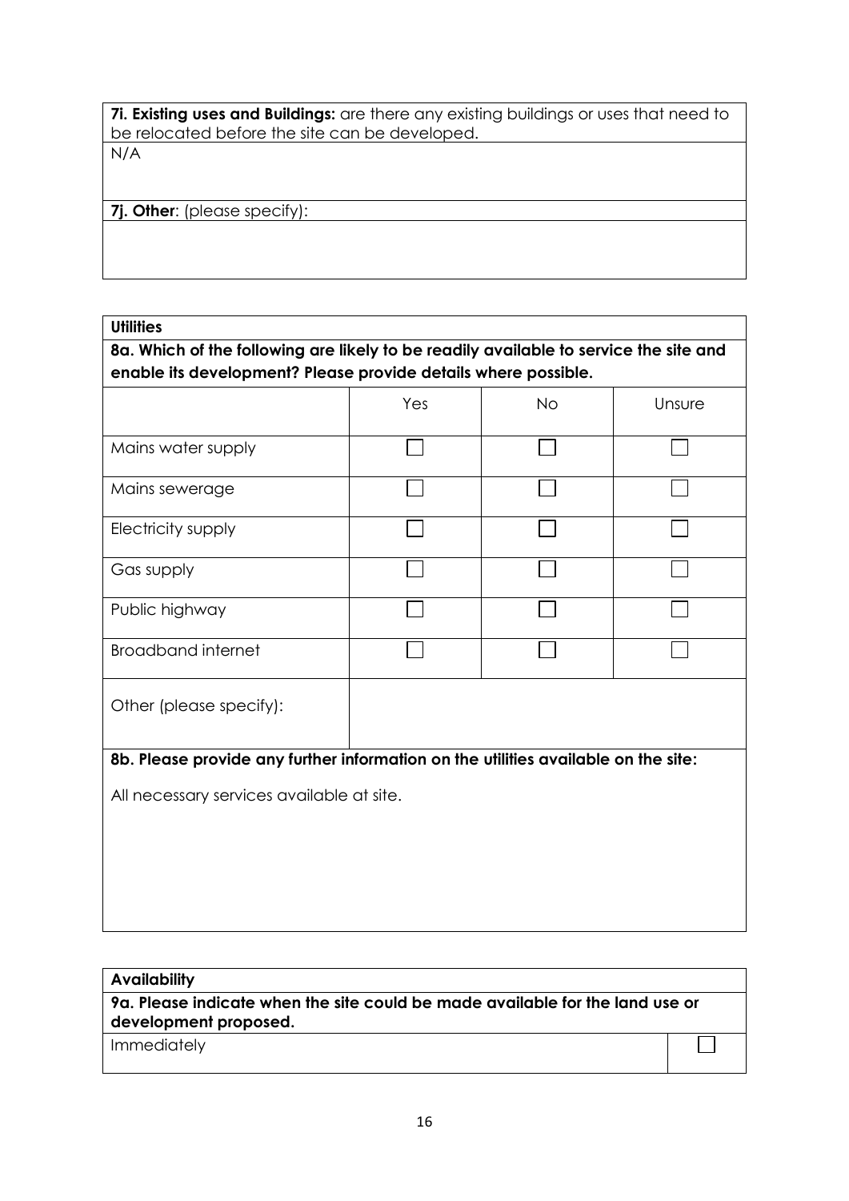| **7i. Existing uses and Buildings:** are there any existing buildings or uses that need to be relocated before the site can be developed. |
|---|
| N/A |
| **7j. Other**: (please specify): |
| |

| **Utilities** | | | |
|---|---|---|---|
| **8a. Which of the following are likely to be readily available to service the site and enable its development? Please provide details where possible.** | | | |
| | Yes | No | Unsure |
| Mains water supply | ☐ | ☐ | ☐ |
| Mains sewerage | ☐ | ☐ | ☐ |
| Electricity supply | ☐ | ☐ | ☐ |
| Gas supply | ☐ | ☐ | ☐ |
| Public highway | ☐ | ☐ | ☐ |
| Broadband internet | ☐ | ☐ | ☐ |
| Other (please specify): | | | |
| **8b. Please provide any further information on the utilities available on the site:** | | | |
| All necessary services available at site. | | | |

| **Availability** | |
|---|---|
| **9a. Please indicate when the site could be made available for the land use or development proposed.** | |
| Immediately | ☐ |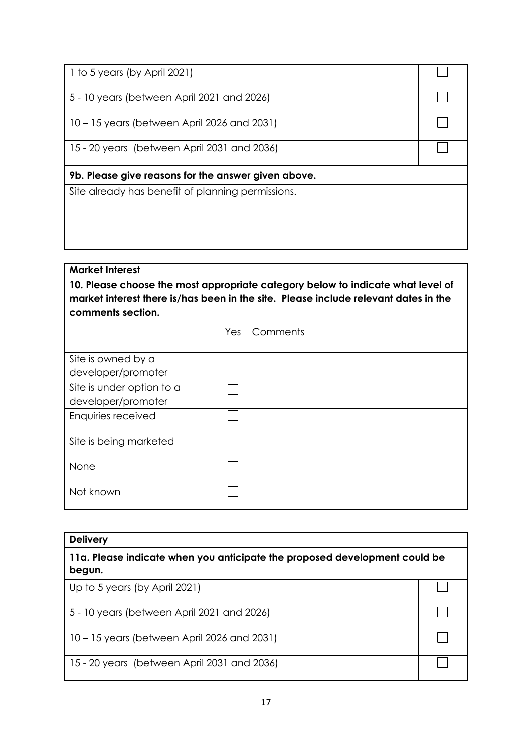| | |
|---|---|
| 1 to 5 years (by April 2021) | ☐ |
| 5 - 10 years (between April 2021 and 2026) | ☐ |
| 10 – 15 years (between April 2026 and 2031) | ☐ |
| 15 - 20 years (between April 2031 and 2036) | ☐ |

**9b. Please give reasons for the answer given above.**

Site already has benefit of planning permissions.

**Market Interest**

**10. Please choose the most appropriate category below to indicate what level of market interest there is/has been in the site. Please include relevant dates in the comments section.**

| | Yes | Comments |
|---|---|---|
| Site is owned by a developer/promoter | ☐ | |
| Site is under option to a developer/promoter | ☐ | |
| Enquiries received | ☐ | |
| Site is being marketed | ☐ | |
| None | ☐ | |
| Not known | ☐ | |

**Delivery**

**11a. Please indicate when you anticipate the proposed development could be begun.**

| | |
|---|---|
| Up to 5 years (by April 2021) | ☐ |
| 5 - 10 years (between April 2021 and 2026) | ☐ |
| 10 – 15 years (between April 2026 and 2031) | ☐ |
| 15 - 20 years (between April 2031 and 2036) | ☐ |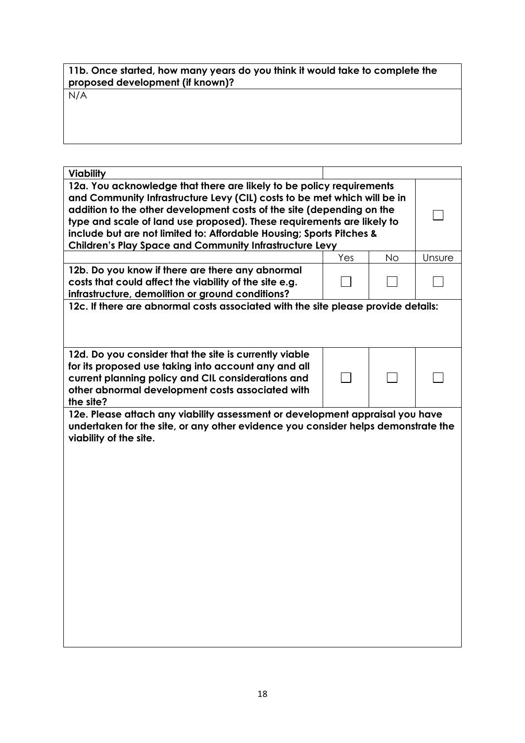| **11b. Once started, how many years do you think it would take to complete the proposed development (if known)?** |
| --- |
| N/A |

| **Viability** | | | |
| --- | --- | --- | --- |
| **12a. You acknowledge that there are likely to be policy requirements and Community Infrastructure Levy (CIL) costs to be met which will be in addition to the other development costs of the site (depending on the type and scale of land use proposed). These requirements are likely to include but are not limited to: Affordable Housing; Sports Pitches & Children's Play Space and Community Infrastructure Levy** | | | ☐ |
| | Yes | No | Unsure |
| **12b. Do you know if there are there any abnormal costs that could affect the viability of the site e.g. infrastructure, demolition or ground conditions?** | ☐ | ☐ | ☐ |
| **12c. If there are abnormal costs associated with the site please provide details:** | | | |
| **12d. Do you consider that the site is currently viable for its proposed use taking into account any and all current planning policy and CIL considerations and other abnormal development costs associated with the site?** | ☐ | ☐ | ☐ |
| **12e. Please attach any viability assessment or development appraisal you have undertaken for the site, or any other evidence you consider helps demonstrate the viability of the site.** | | | |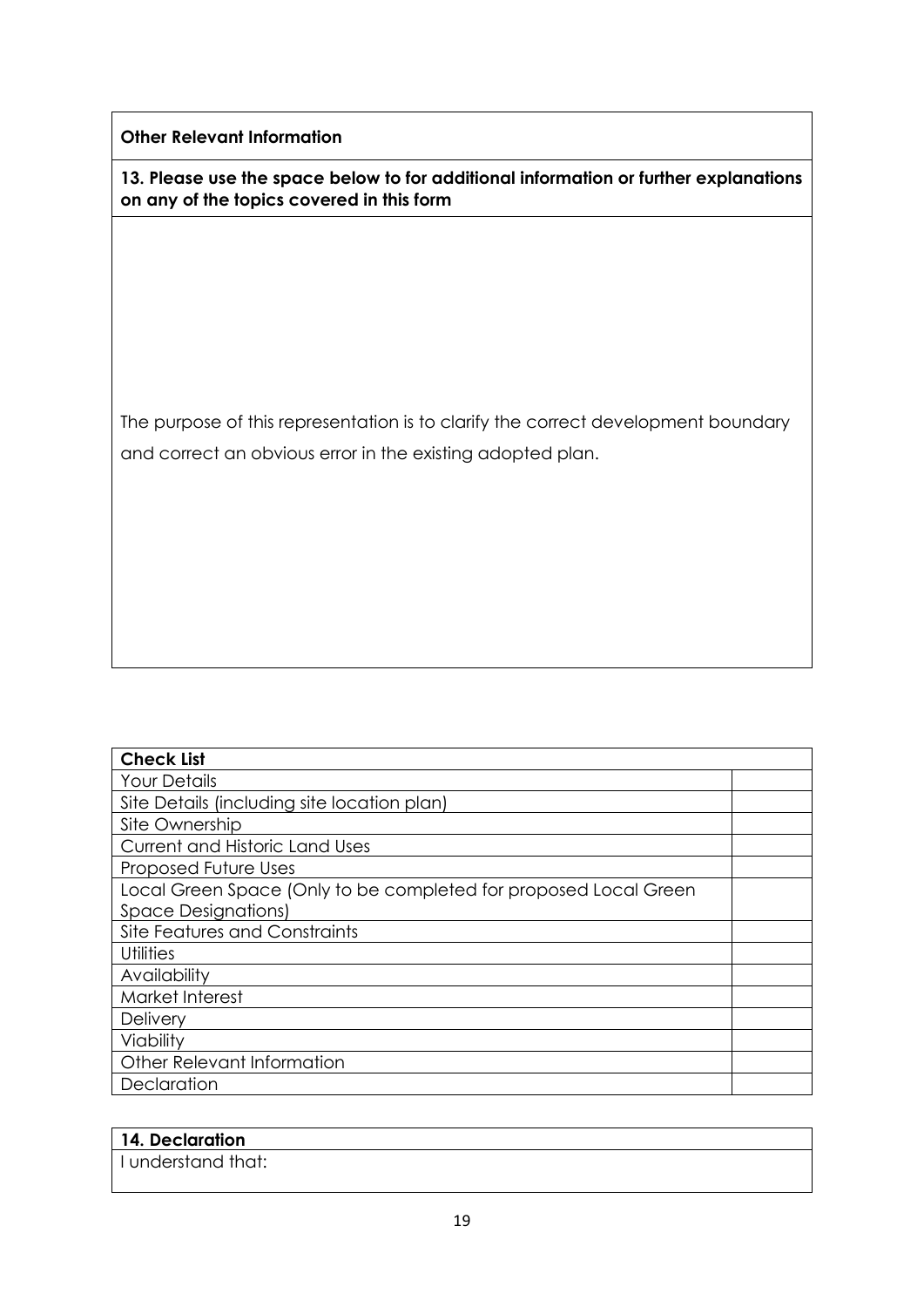| **Other Relevant Information** |
| --- |
| **13. Please use the space below to for additional information or further explanations on any of the topics covered in this form** |
| The purpose of this representation is to clarify the correct development boundary and correct an obvious error in the existing adopted plan. |

| **Check List** | |
| --- | --- |
| Your Details | |
| Site Details (including site location plan) | |
| Site Ownership | |
| Current and Historic Land Uses | |
| Proposed Future Uses | |
| Local Green Space (Only to be completed for proposed Local Green Space Designations) | |
| Site Features and Constraints | |
| Utilities | |
| Availability | |
| Market Interest | |
| Delivery | |
| Viability | |
| Other Relevant Information | |
| Declaration | |

| **14. Declaration** |
| --- |
| I understand that: |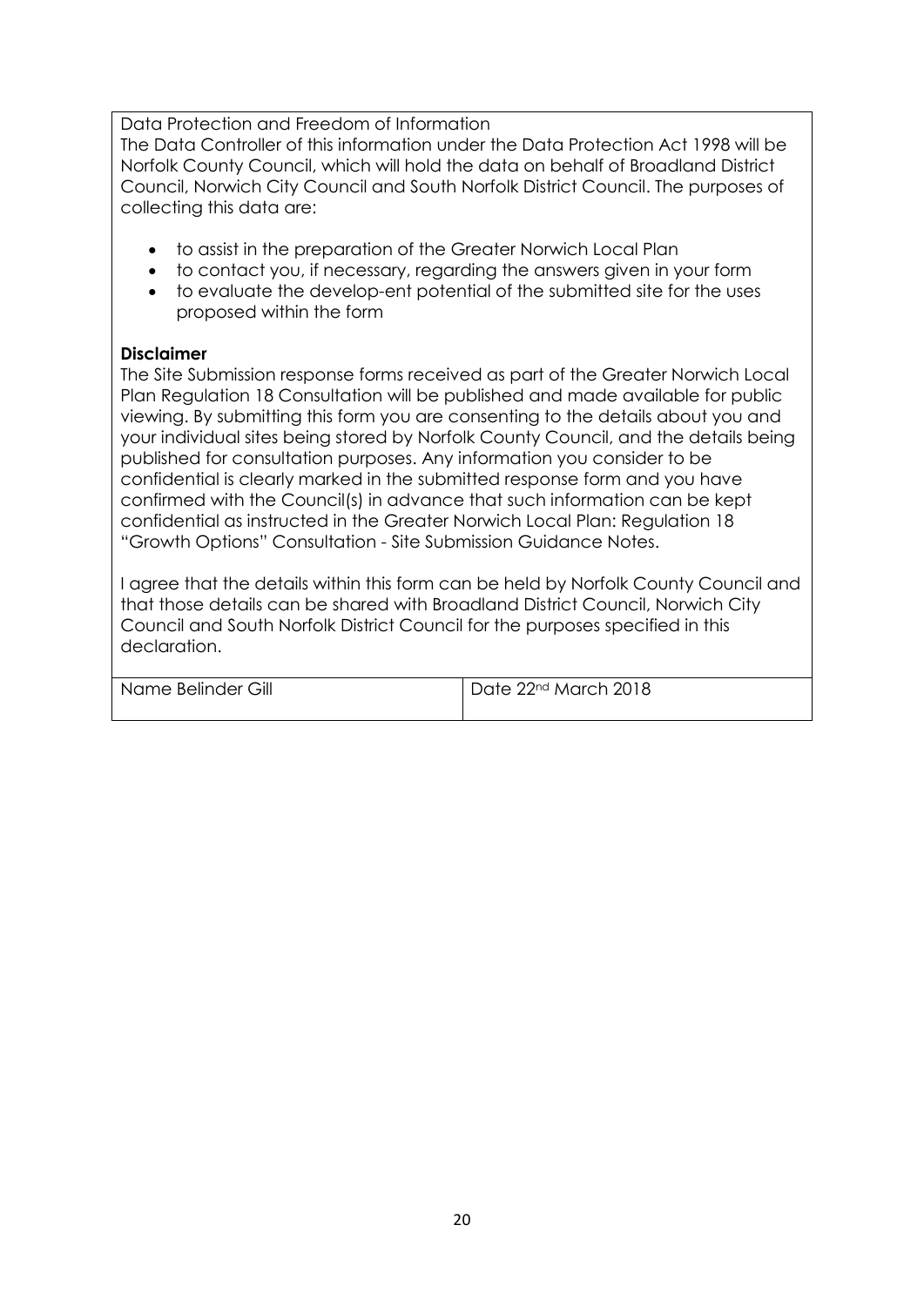Data Protection and Freedom of Information

The Data Controller of this information under the Data Protection Act 1998 will be Norfolk County Council, which will hold the data on behalf of Broadland District Council, Norwich City Council and South Norfolk District Council. The purposes of collecting this data are:

- to assist in the preparation of the Greater Norwich Local Plan
- to contact you, if necessary, regarding the answers given in your form
- to evaluate the develop-ent potential of the submitted site for the uses proposed within the form

**Disclaimer**

The Site Submission response forms received as part of the Greater Norwich Local Plan Regulation 18 Consultation will be published and made available for public viewing. By submitting this form you are consenting to the details about you and your individual sites being stored by Norfolk County Council, and the details being published for consultation purposes. Any information you consider to be confidential is clearly marked in the submitted response form and you have confirmed with the Council(s) in advance that such information can be kept confidential as instructed in the Greater Norwich Local Plan: Regulation 18 "Growth Options" Consultation - Site Submission Guidance Notes.

I agree that the details within this form can be held by Norfolk County Council and that those details can be shared with Broadland District Council, Norwich City Council and South Norfolk District Council for the purposes specified in this declaration.

| Name Belinder Gill | Date 22nd March 2018 |
|---|---|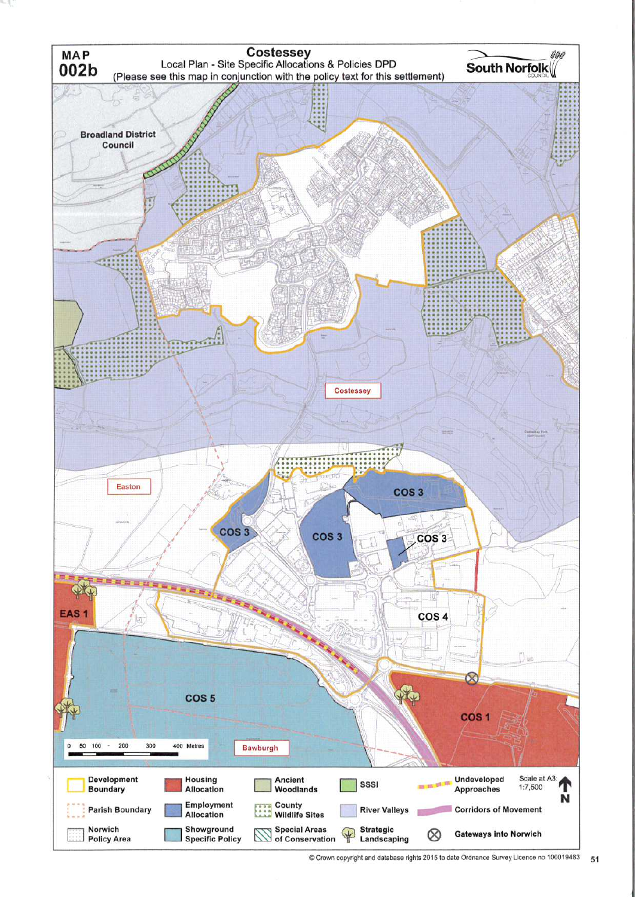# MAP 002b

## Costessey

Local Plan - Site Specific Allocations & Policies DPD

(Please see this map in conjunction with the policy text for this settlement)

South Norfolk COUNCIL

Broadland District Council

Costessey

Easton

COS 3

COS 3

COS 3

COS 3

COS 4

EAS 1

COS 5

COS 1

Bawburgh

0 50 100 200 300 400 Metres

Development Boundary

Parish Boundary

Norwich Policy Area

Housing Allocation

Employment Allocation

Showground Specific Policy

Ancient Woodlands

County Wildlife Sites

Special Areas of Conservation

SSSI

River Valleys

Strategic Landscaping

Undeveloped Approaches

Corridors of Movement

Gateways into Norwich

Scale at A3: 1:7,500

N

© Crown copyright and database rights 2015 to date Ordnance Survey Licence no 100019483